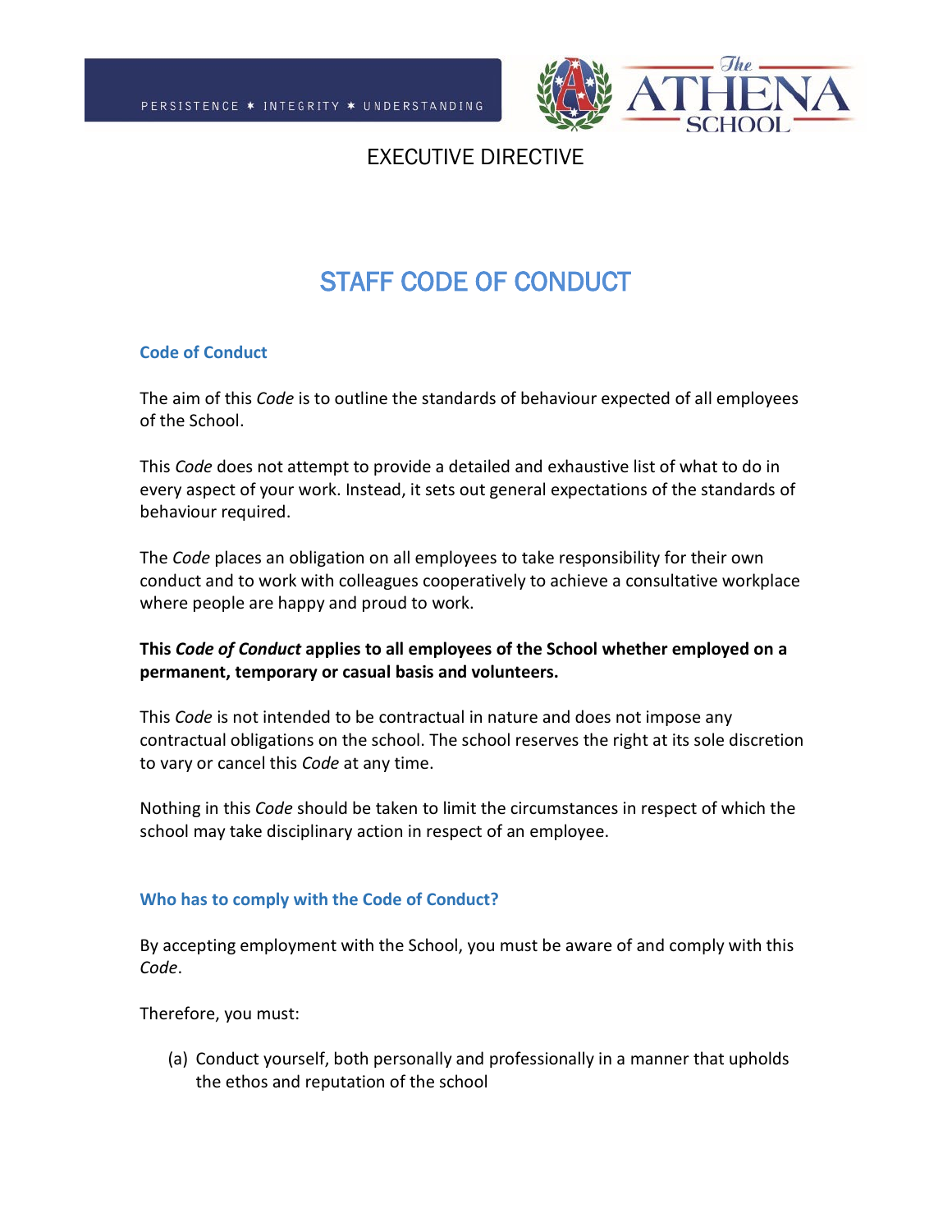PERSISTENCE ✶ INTEGRITY ✶ UNDERSTANDING

The ATHENA SCHOOL

EXECUTIVE DIRECTIVE

# STAFF CODE OF CONDUCT

## Code of Conduct

The aim of this *Code* is to outline the standards of behaviour expected of all employees of the School.

This *Code* does not attempt to provide a detailed and exhaustive list of what to do in every aspect of your work. Instead, it sets out general expectations of the standards of behaviour required.

The *Code* places an obligation on all employees to take responsibility for their own conduct and to work with colleagues cooperatively to achieve a consultative workplace where people are happy and proud to work.

**This *Code of Conduct* applies to all employees of the School whether employed on a permanent, temporary or casual basis and volunteers.**

This *Code* is not intended to be contractual in nature and does not impose any contractual obligations on the school. The school reserves the right at its sole discretion to vary or cancel this *Code* at any time.

Nothing in this *Code* should be taken to limit the circumstances in respect of which the school may take disciplinary action in respect of an employee.

## Who has to comply with the Code of Conduct?

By accepting employment with the School, you must be aware of and comply with this *Code*.

Therefore, you must:

(a) Conduct yourself, both personally and professionally in a manner that upholds the ethos and reputation of the school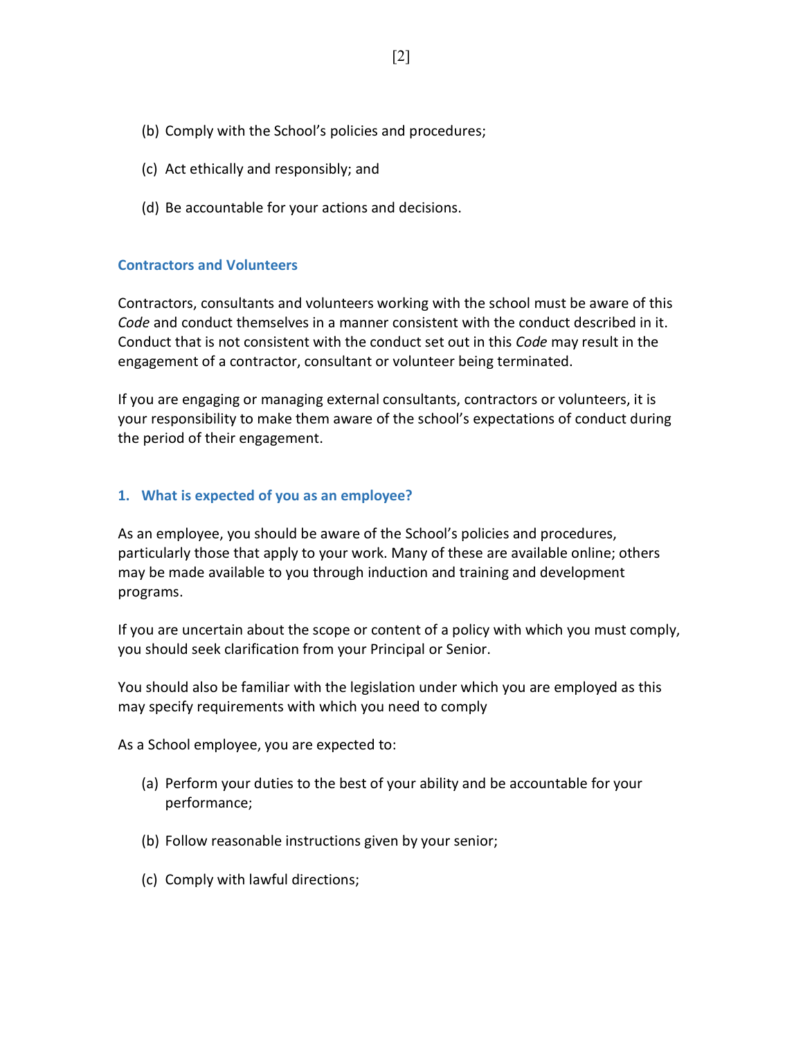(b) Comply with the School's policies and procedures;

(c) Act ethically and responsibly; and

(d) Be accountable for your actions and decisions.

### Contractors and Volunteers

Contractors, consultants and volunteers working with the school must be aware of this *Code* and conduct themselves in a manner consistent with the conduct described in it. Conduct that is not consistent with the conduct set out in this *Code* may result in the engagement of a contractor, consultant or volunteer being terminated.

If you are engaging or managing external consultants, contractors or volunteers, it is your responsibility to make them aware of the school's expectations of conduct during the period of their engagement.

### 1. What is expected of you as an employee?

As an employee, you should be aware of the School's policies and procedures, particularly those that apply to your work. Many of these are available online; others may be made available to you through induction and training and development programs.

If you are uncertain about the scope or content of a policy with which you must comply, you should seek clarification from your Principal or Senior.

You should also be familiar with the legislation under which you are employed as this may specify requirements with which you need to comply

As a School employee, you are expected to:

(a) Perform your duties to the best of your ability and be accountable for your performance;

(b) Follow reasonable instructions given by your senior;

(c) Comply with lawful directions;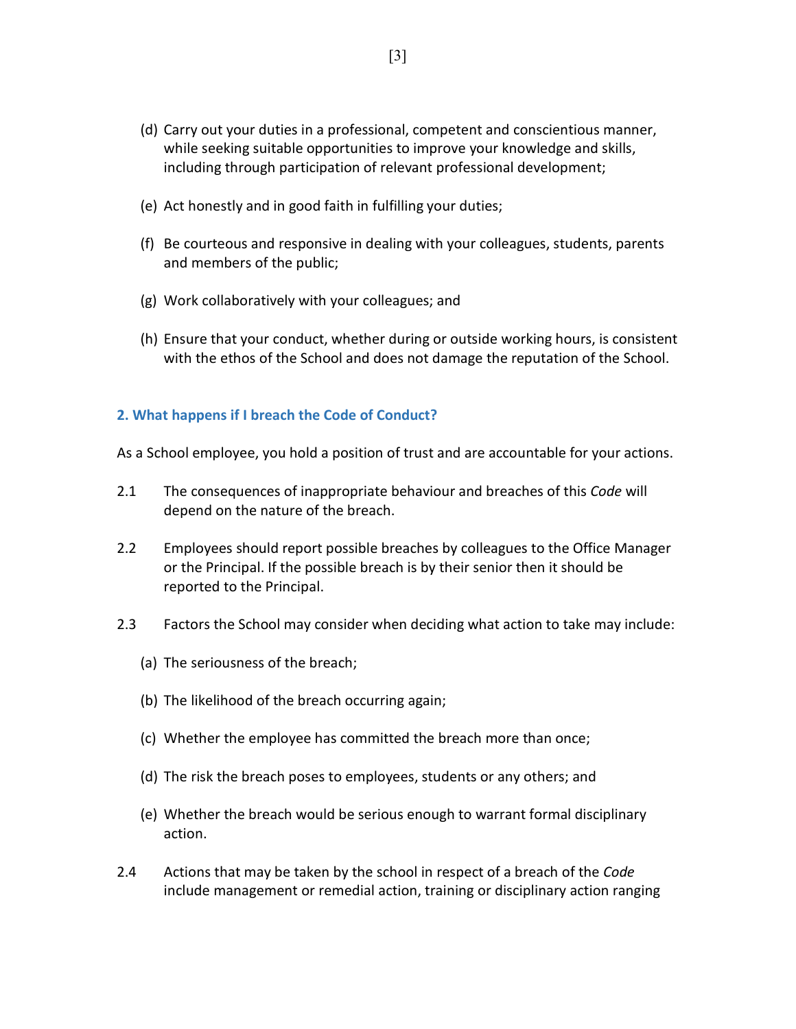(d) Carry out your duties in a professional, competent and conscientious manner, while seeking suitable opportunities to improve your knowledge and skills, including through participation of relevant professional development;

(e) Act honestly and in good faith in fulfilling your duties;

(f) Be courteous and responsive in dealing with your colleagues, students, parents and members of the public;

(g) Work collaboratively with your colleagues; and

(h) Ensure that your conduct, whether during or outside working hours, is consistent with the ethos of the School and does not damage the reputation of the School.

## 2. What happens if I breach the Code of Conduct?

As a School employee, you hold a position of trust and are accountable for your actions.

2.1 The consequences of inappropriate behaviour and breaches of this *Code* will depend on the nature of the breach.

2.2 Employees should report possible breaches by colleagues to the Office Manager or the Principal. If the possible breach is by their senior then it should be reported to the Principal.

2.3 Factors the School may consider when deciding what action to take may include:

(a) The seriousness of the breach;

(b) The likelihood of the breach occurring again;

(c) Whether the employee has committed the breach more than once;

(d) The risk the breach poses to employees, students or any others; and

(e) Whether the breach would be serious enough to warrant formal disciplinary action.

2.4 Actions that may be taken by the school in respect of a breach of the *Code* include management or remedial action, training or disciplinary action ranging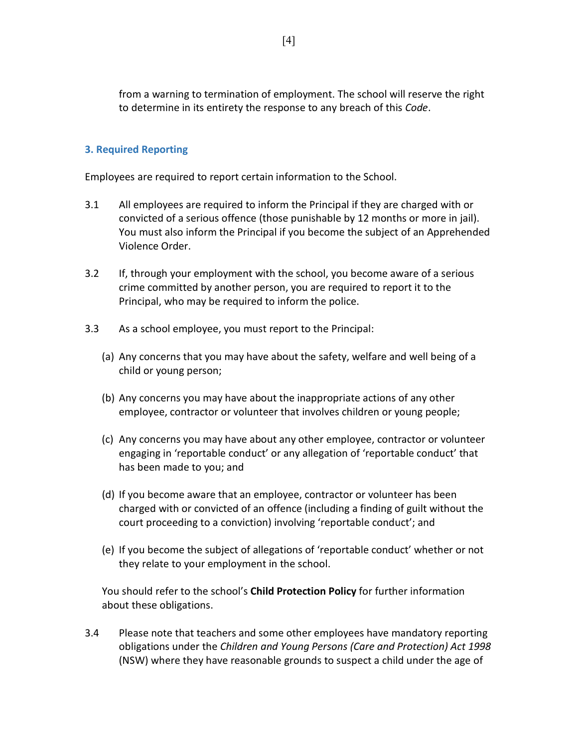from a warning to termination of employment. The school will reserve the right to determine in its entirety the response to any breach of this *Code*.

### 3. Required Reporting

Employees are required to report certain information to the School.

3.1 All employees are required to inform the Principal if they are charged with or convicted of a serious offence (those punishable by 12 months or more in jail). You must also inform the Principal if you become the subject of an Apprehended Violence Order.

3.2 If, through your employment with the school, you become aware of a serious crime committed by another person, you are required to report it to the Principal, who may be required to inform the police.

3.3 As a school employee, you must report to the Principal:

(a) Any concerns that you may have about the safety, welfare and well being of a child or young person;

(b) Any concerns you may have about the inappropriate actions of any other employee, contractor or volunteer that involves children or young people;

(c) Any concerns you may have about any other employee, contractor or volunteer engaging in 'reportable conduct' or any allegation of 'reportable conduct' that has been made to you; and

(d) If you become aware that an employee, contractor or volunteer has been charged with or convicted of an offence (including a finding of guilt without the court proceeding to a conviction) involving 'reportable conduct'; and

(e) If you become the subject of allegations of 'reportable conduct' whether or not they relate to your employment in the school.

You should refer to the school's **Child Protection Policy** for further information about these obligations.

3.4 Please note that teachers and some other employees have mandatory reporting obligations under the *Children and Young Persons (Care and Protection) Act 1998* (NSW) where they have reasonable grounds to suspect a child under the age of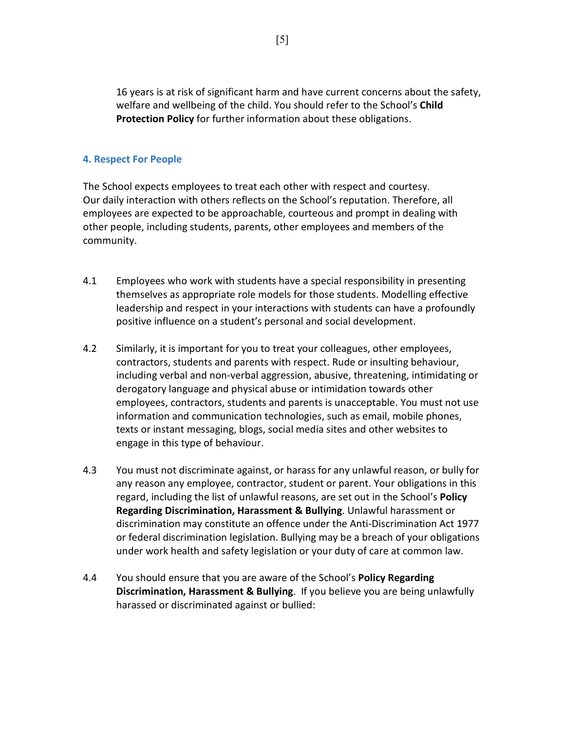16 years is at risk of significant harm and have current concerns about the safety, welfare and wellbeing of the child. You should refer to the School's **Child Protection Policy** for further information about these obligations.

## 4. Respect For People

The School expects employees to treat each other with respect and courtesy. Our daily interaction with others reflects on the School's reputation. Therefore, all employees are expected to be approachable, courteous and prompt in dealing with other people, including students, parents, other employees and members of the community.

4.1 Employees who work with students have a special responsibility in presenting themselves as appropriate role models for those students. Modelling effective leadership and respect in your interactions with students can have a profoundly positive influence on a student's personal and social development.

4.2 Similarly, it is important for you to treat your colleagues, other employees, contractors, students and parents with respect. Rude or insulting behaviour, including verbal and non-verbal aggression, abusive, threatening, intimidating or derogatory language and physical abuse or intimidation towards other employees, contractors, students and parents is unacceptable. You must not use information and communication technologies, such as email, mobile phones, texts or instant messaging, blogs, social media sites and other websites to engage in this type of behaviour.

4.3 You must not discriminate against, or harass for any unlawful reason, or bully for any reason any employee, contractor, student or parent. Your obligations in this regard, including the list of unlawful reasons, are set out in the School's **Policy Regarding Discrimination, Harassment & Bullying**. Unlawful harassment or discrimination may constitute an offence under the Anti-Discrimination Act 1977 or federal discrimination legislation. Bullying may be a breach of your obligations under work health and safety legislation or your duty of care at common law.

4.4 You should ensure that you are aware of the School's **Policy Regarding Discrimination, Harassment & Bullying**. If you believe you are being unlawfully harassed or discriminated against or bullied: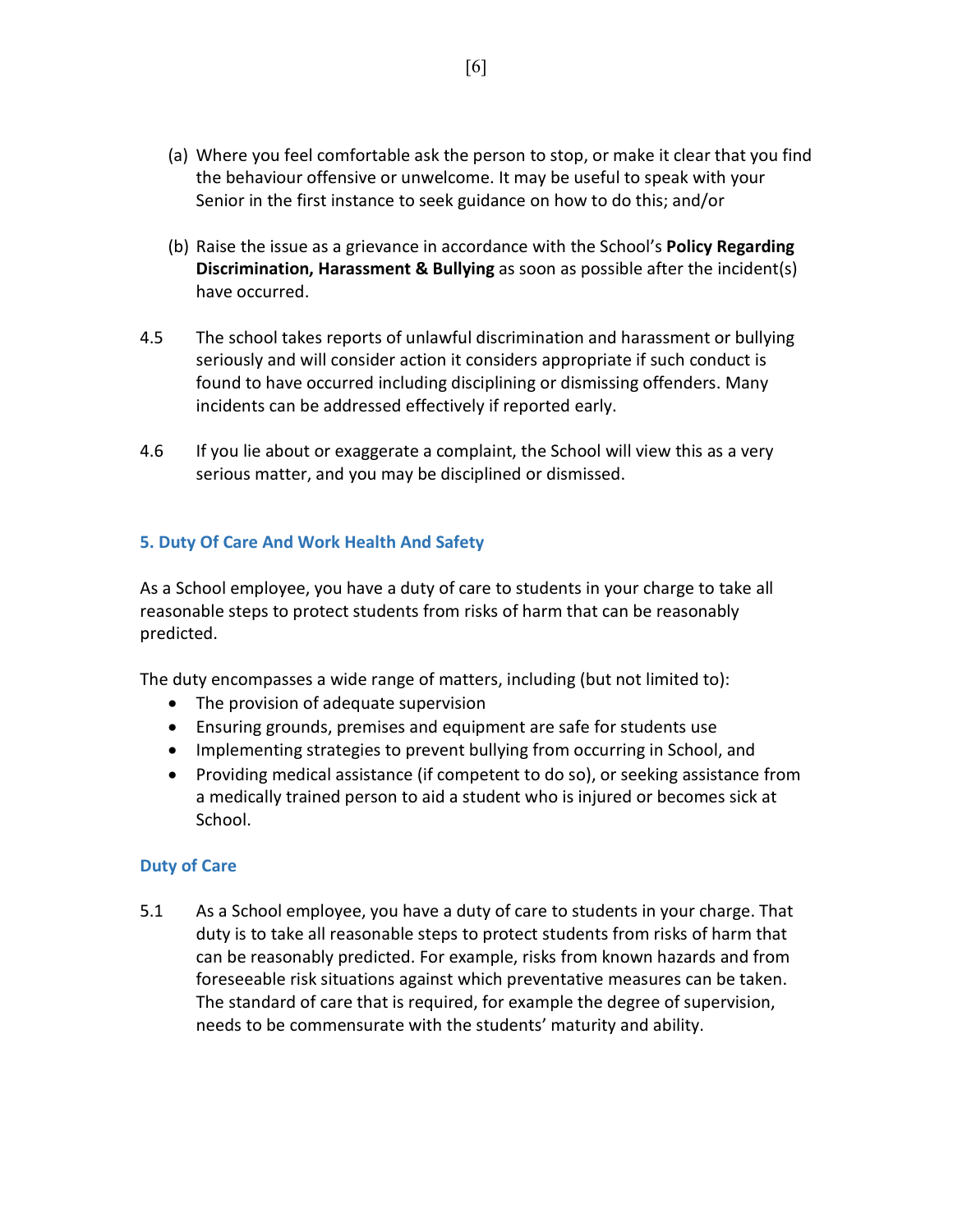(a) Where you feel comfortable ask the person to stop, or make it clear that you find the behaviour offensive or unwelcome. It may be useful to speak with your Senior in the first instance to seek guidance on how to do this; and/or

(b) Raise the issue as a grievance in accordance with the School's **Policy Regarding Discrimination, Harassment & Bullying** as soon as possible after the incident(s) have occurred.

4.5 The school takes reports of unlawful discrimination and harassment or bullying seriously and will consider action it considers appropriate if such conduct is found to have occurred including disciplining or dismissing offenders. Many incidents can be addressed effectively if reported early.

4.6 If you lie about or exaggerate a complaint, the School will view this as a very serious matter, and you may be disciplined or dismissed.

## 5. Duty Of Care And Work Health And Safety

As a School employee, you have a duty of care to students in your charge to take all reasonable steps to protect students from risks of harm that can be reasonably predicted.

The duty encompasses a wide range of matters, including (but not limited to):

- The provision of adequate supervision
- Ensuring grounds, premises and equipment are safe for students use
- Implementing strategies to prevent bullying from occurring in School, and
- Providing medical assistance (if competent to do so), or seeking assistance from a medically trained person to aid a student who is injured or becomes sick at School.

### Duty of Care

5.1 As a School employee, you have a duty of care to students in your charge. That duty is to take all reasonable steps to protect students from risks of harm that can be reasonably predicted. For example, risks from known hazards and from foreseeable risk situations against which preventative measures can be taken. The standard of care that is required, for example the degree of supervision, needs to be commensurate with the students' maturity and ability.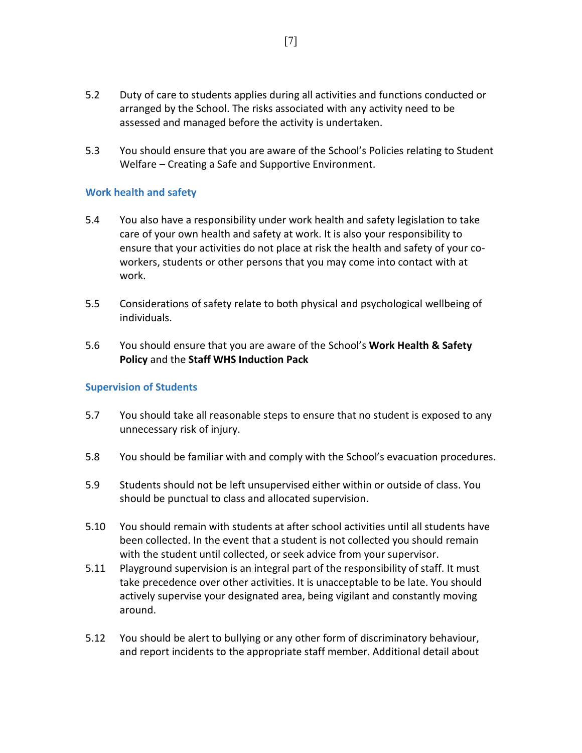5.2 Duty of care to students applies during all activities and functions conducted or arranged by the School. The risks associated with any activity need to be assessed and managed before the activity is undertaken.

5.3 You should ensure that you are aware of the School's Policies relating to Student Welfare – Creating a Safe and Supportive Environment.

### Work health and safety

5.4 You also have a responsibility under work health and safety legislation to take care of your own health and safety at work. It is also your responsibility to ensure that your activities do not place at risk the health and safety of your co-workers, students or other persons that you may come into contact with at work.

5.5 Considerations of safety relate to both physical and psychological wellbeing of individuals.

5.6 You should ensure that you are aware of the School's **Work Health & Safety Policy** and the **Staff WHS Induction Pack**

### Supervision of Students

5.7 You should take all reasonable steps to ensure that no student is exposed to any unnecessary risk of injury.

5.8 You should be familiar with and comply with the School's evacuation procedures.

5.9 Students should not be left unsupervised either within or outside of class. You should be punctual to class and allocated supervision.

5.10 You should remain with students at after school activities until all students have been collected. In the event that a student is not collected you should remain with the student until collected, or seek advice from your supervisor.

5.11 Playground supervision is an integral part of the responsibility of staff. It must take precedence over other activities. It is unacceptable to be late. You should actively supervise your designated area, being vigilant and constantly moving around.

5.12 You should be alert to bullying or any other form of discriminatory behaviour, and report incidents to the appropriate staff member. Additional detail about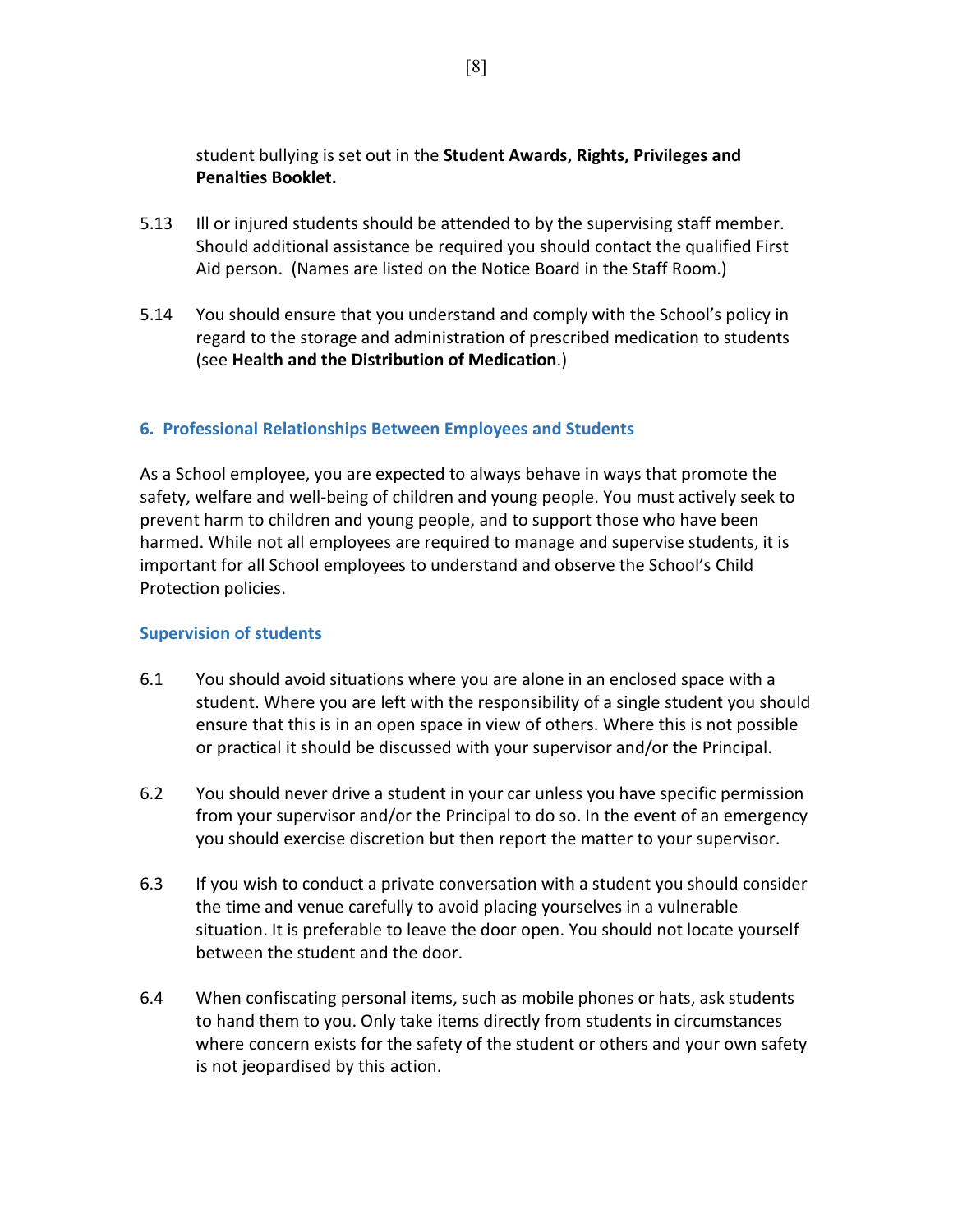student bullying is set out in the **Student Awards, Rights, Privileges and Penalties Booklet.**

5.13 Ill or injured students should be attended to by the supervising staff member. Should additional assistance be required you should contact the qualified First Aid person. (Names are listed on the Notice Board in the Staff Room.)

5.14 You should ensure that you understand and comply with the School's policy in regard to the storage and administration of prescribed medication to students (see **Health and the Distribution of Medication**.)

## 6. Professional Relationships Between Employees and Students

As a School employee, you are expected to always behave in ways that promote the safety, welfare and well-being of children and young people. You must actively seek to prevent harm to children and young people, and to support those who have been harmed. While not all employees are required to manage and supervise students, it is important for all School employees to understand and observe the School's Child Protection policies.

### Supervision of students

6.1 You should avoid situations where you are alone in an enclosed space with a student. Where you are left with the responsibility of a single student you should ensure that this is in an open space in view of others. Where this is not possible or practical it should be discussed with your supervisor and/or the Principal.

6.2 You should never drive a student in your car unless you have specific permission from your supervisor and/or the Principal to do so. In the event of an emergency you should exercise discretion but then report the matter to your supervisor.

6.3 If you wish to conduct a private conversation with a student you should consider the time and venue carefully to avoid placing yourselves in a vulnerable situation. It is preferable to leave the door open. You should not locate yourself between the student and the door.

6.4 When confiscating personal items, such as mobile phones or hats, ask students to hand them to you. Only take items directly from students in circumstances where concern exists for the safety of the student or others and your own safety is not jeopardised by this action.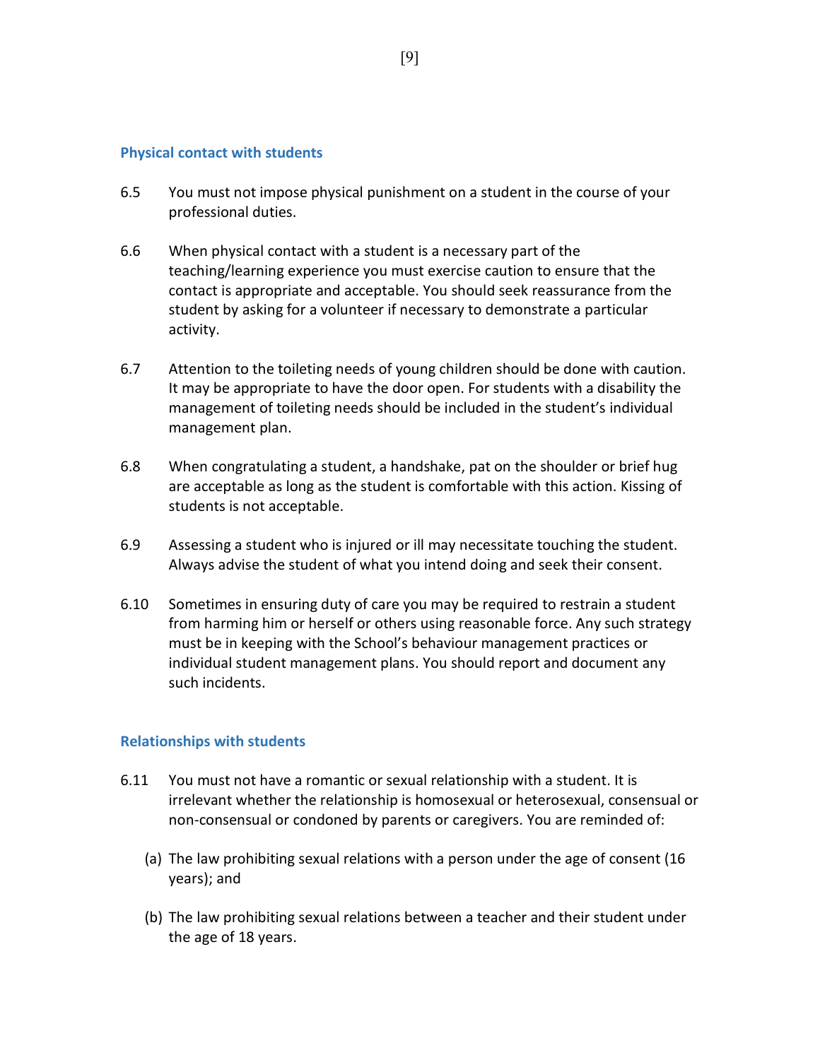### Physical contact with students

6.5 You must not impose physical punishment on a student in the course of your professional duties.

6.6 When physical contact with a student is a necessary part of the teaching/learning experience you must exercise caution to ensure that the contact is appropriate and acceptable. You should seek reassurance from the student by asking for a volunteer if necessary to demonstrate a particular activity.

6.7 Attention to the toileting needs of young children should be done with caution. It may be appropriate to have the door open. For students with a disability the management of toileting needs should be included in the student's individual management plan.

6.8 When congratulating a student, a handshake, pat on the shoulder or brief hug are acceptable as long as the student is comfortable with this action. Kissing of students is not acceptable.

6.9 Assessing a student who is injured or ill may necessitate touching the student. Always advise the student of what you intend doing and seek their consent.

6.10 Sometimes in ensuring duty of care you may be required to restrain a student from harming him or herself or others using reasonable force. Any such strategy must be in keeping with the School's behaviour management practices or individual student management plans. You should report and document any such incidents.

### Relationships with students

6.11 You must not have a romantic or sexual relationship with a student. It is irrelevant whether the relationship is homosexual or heterosexual, consensual or non-consensual or condoned by parents or caregivers. You are reminded of:

  (a) The law prohibiting sexual relations with a person under the age of consent (16 years); and

  (b) The law prohibiting sexual relations between a teacher and their student under the age of 18 years.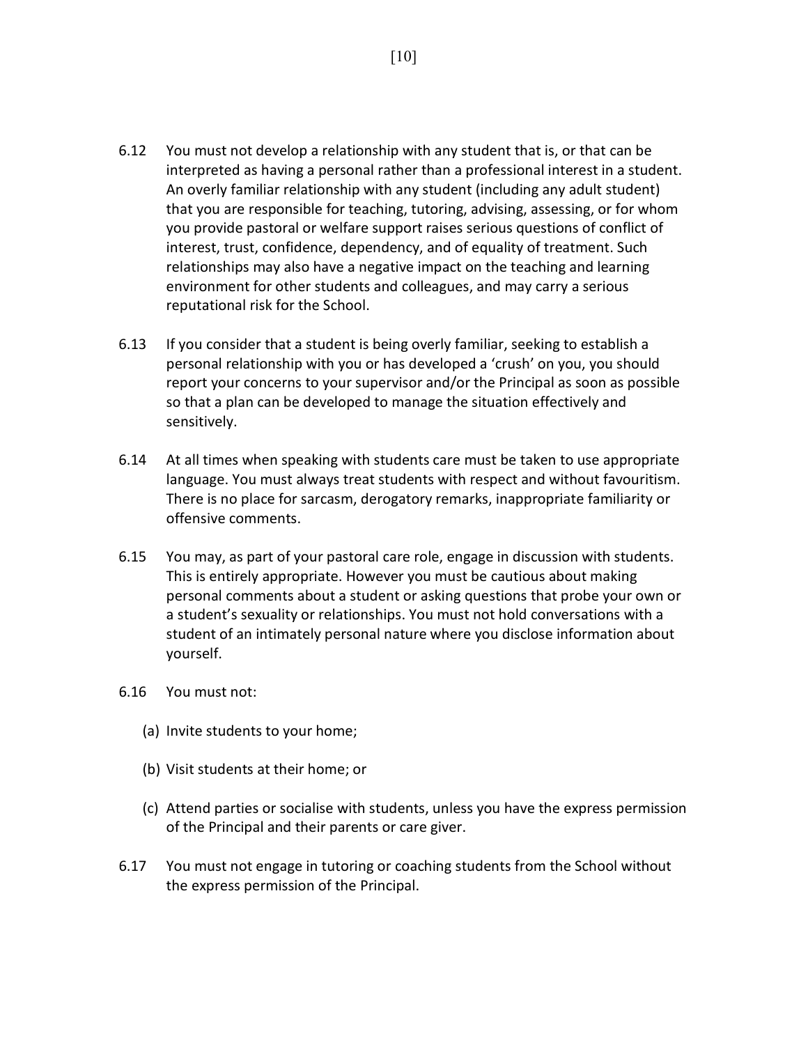6.12 You must not develop a relationship with any student that is, or that can be interpreted as having a personal rather than a professional interest in a student. An overly familiar relationship with any student (including any adult student) that you are responsible for teaching, tutoring, advising, assessing, or for whom you provide pastoral or welfare support raises serious questions of conflict of interest, trust, confidence, dependency, and of equality of treatment. Such relationships may also have a negative impact on the teaching and learning environment for other students and colleagues, and may carry a serious reputational risk for the School.

6.13 If you consider that a student is being overly familiar, seeking to establish a personal relationship with you or has developed a 'crush' on you, you should report your concerns to your supervisor and/or the Principal as soon as possible so that a plan can be developed to manage the situation effectively and sensitively.

6.14 At all times when speaking with students care must be taken to use appropriate language. You must always treat students with respect and without favouritism. There is no place for sarcasm, derogatory remarks, inappropriate familiarity or offensive comments.

6.15 You may, as part of your pastoral care role, engage in discussion with students. This is entirely appropriate. However you must be cautious about making personal comments about a student or asking questions that probe your own or a student's sexuality or relationships. You must not hold conversations with a student of an intimately personal nature where you disclose information about yourself.

6.16 You must not:

(a) Invite students to your home;

(b) Visit students at their home; or

(c) Attend parties or socialise with students, unless you have the express permission of the Principal and their parents or care giver.

6.17 You must not engage in tutoring or coaching students from the School without the express permission of the Principal.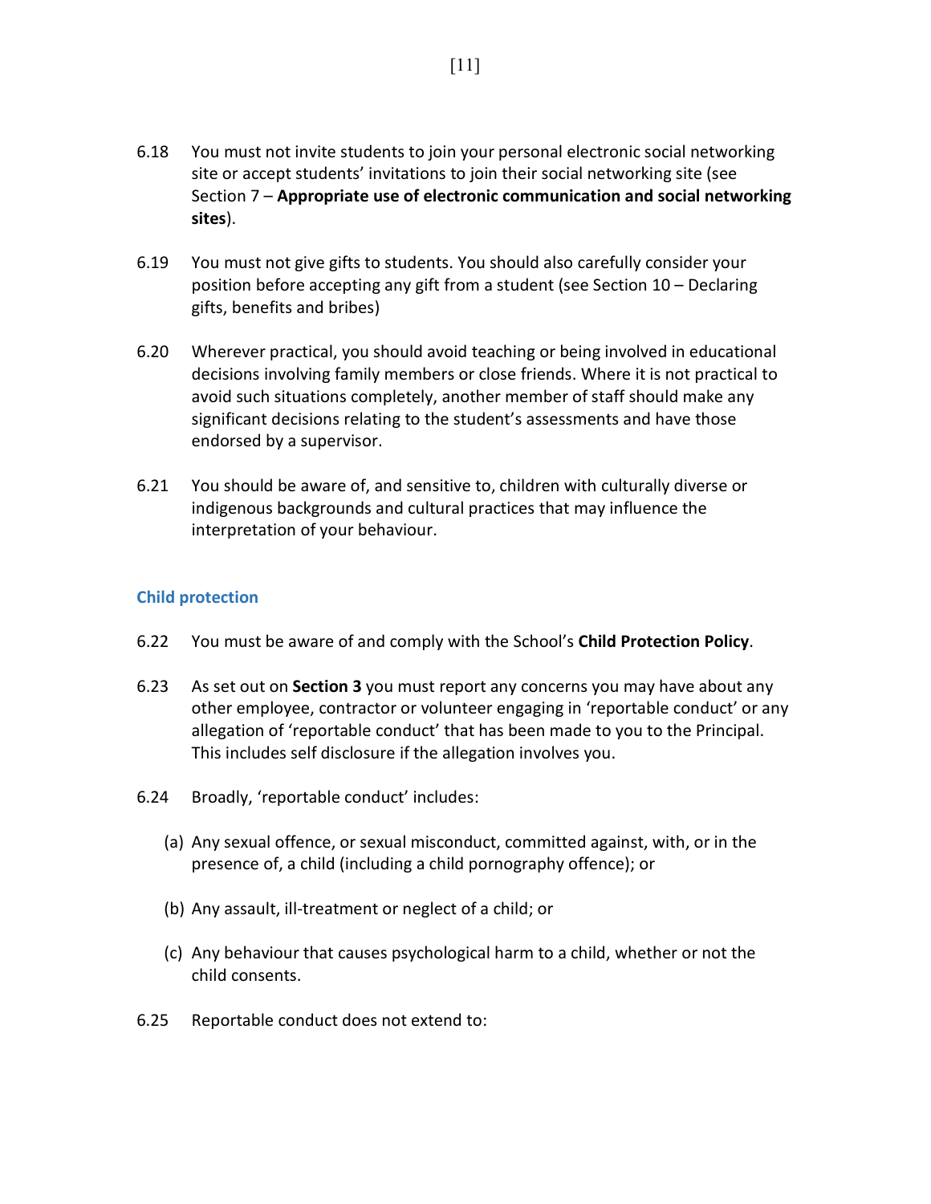6.18 You must not invite students to join your personal electronic social networking site or accept students' invitations to join their social networking site (see Section 7 – **Appropriate use of electronic communication and social networking sites**).

6.19 You must not give gifts to students. You should also carefully consider your position before accepting any gift from a student (see Section 10 – Declaring gifts, benefits and bribes)

6.20 Wherever practical, you should avoid teaching or being involved in educational decisions involving family members or close friends. Where it is not practical to avoid such situations completely, another member of staff should make any significant decisions relating to the student's assessments and have those endorsed by a supervisor.

6.21 You should be aware of, and sensitive to, children with culturally diverse or indigenous backgrounds and cultural practices that may influence the interpretation of your behaviour.

### Child protection

6.22 You must be aware of and comply with the School's **Child Protection Policy**.

6.23 As set out on **Section 3** you must report any concerns you may have about any other employee, contractor or volunteer engaging in 'reportable conduct' or any allegation of 'reportable conduct' that has been made to you to the Principal. This includes self disclosure if the allegation involves you.

6.24 Broadly, 'reportable conduct' includes:

(a) Any sexual offence, or sexual misconduct, committed against, with, or in the presence of, a child (including a child pornography offence); or

(b) Any assault, ill-treatment or neglect of a child; or

(c) Any behaviour that causes psychological harm to a child, whether or not the child consents.

6.25 Reportable conduct does not extend to: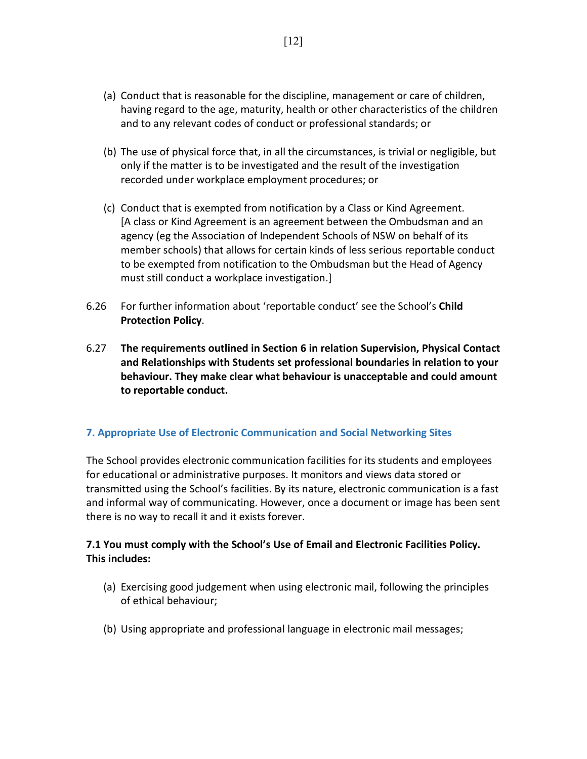(a) Conduct that is reasonable for the discipline, management or care of children, having regard to the age, maturity, health or other characteristics of the children and to any relevant codes of conduct or professional standards; or

(b) The use of physical force that, in all the circumstances, is trivial or negligible, but only if the matter is to be investigated and the result of the investigation recorded under workplace employment procedures; or

(c) Conduct that is exempted from notification by a Class or Kind Agreement. [A class or Kind Agreement is an agreement between the Ombudsman and an agency (eg the Association of Independent Schools of NSW on behalf of its member schools) that allows for certain kinds of less serious reportable conduct to be exempted from notification to the Ombudsman but the Head of Agency must still conduct a workplace investigation.]

6.26 For further information about 'reportable conduct' see the School's **Child Protection Policy**.

6.27 **The requirements outlined in Section 6 in relation Supervision, Physical Contact and Relationships with Students set professional boundaries in relation to your behaviour. They make clear what behaviour is unacceptable and could amount to reportable conduct.**

## 7. Appropriate Use of Electronic Communication and Social Networking Sites

The School provides electronic communication facilities for its students and employees for educational or administrative purposes. It monitors and views data stored or transmitted using the School's facilities. By its nature, electronic communication is a fast and informal way of communicating. However, once a document or image has been sent there is no way to recall it and it exists forever.

### 7.1 You must comply with the School's Use of Email and Electronic Facilities Policy. This includes:

(a) Exercising good judgement when using electronic mail, following the principles of ethical behaviour;

(b) Using appropriate and professional language in electronic mail messages;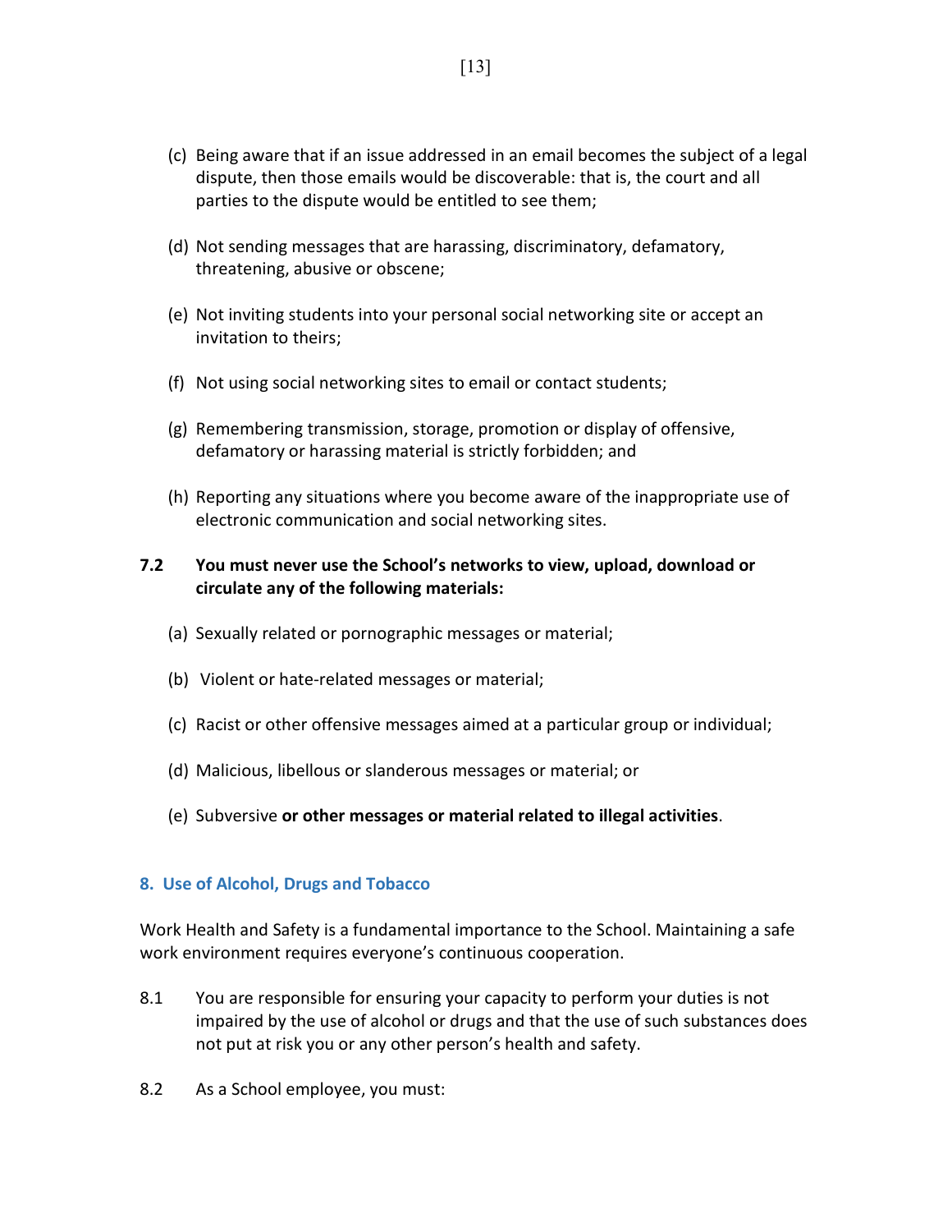(c) Being aware that if an issue addressed in an email becomes the subject of a legal dispute, then those emails would be discoverable: that is, the court and all parties to the dispute would be entitled to see them;

(d) Not sending messages that are harassing, discriminatory, defamatory, threatening, abusive or obscene;

(e) Not inviting students into your personal social networking site or accept an invitation to theirs;

(f) Not using social networking sites to email or contact students;

(g) Remembering transmission, storage, promotion or display of offensive, defamatory or harassing material is strictly forbidden; and

(h) Reporting any situations where you become aware of the inappropriate use of electronic communication and social networking sites.

**7.2 You must never use the School's networks to view, upload, download or circulate any of the following materials:**

(a) Sexually related or pornographic messages or material;

(b) Violent or hate-related messages or material;

(c) Racist or other offensive messages aimed at a particular group or individual;

(d) Malicious, libellous or slanderous messages or material; or

(e) Subversive **or other messages or material related to illegal activities**.

## 8. Use of Alcohol, Drugs and Tobacco

Work Health and Safety is a fundamental importance to the School. Maintaining a safe work environment requires everyone's continuous cooperation.

8.1 You are responsible for ensuring your capacity to perform your duties is not impaired by the use of alcohol or drugs and that the use of such substances does not put at risk you or any other person's health and safety.

8.2 As a School employee, you must: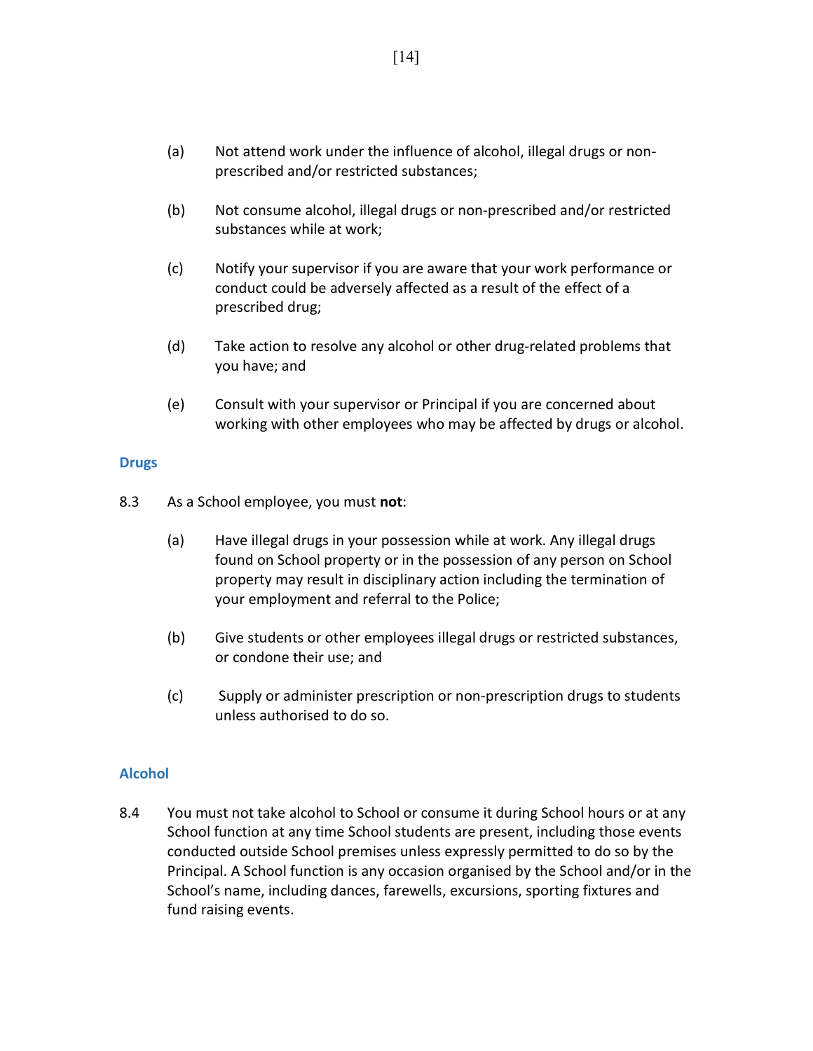(a) Not attend work under the influence of alcohol, illegal drugs or non-prescribed and/or restricted substances;

(b) Not consume alcohol, illegal drugs or non-prescribed and/or restricted substances while at work;

(c) Notify your supervisor if you are aware that your work performance or conduct could be adversely affected as a result of the effect of a prescribed drug;

(d) Take action to resolve any alcohol or other drug-related problems that you have; and

(e) Consult with your supervisor or Principal if you are concerned about working with other employees who may be affected by drugs or alcohol.

### Drugs

8.3 As a School employee, you must **not**:

(a) Have illegal drugs in your possession while at work. Any illegal drugs found on School property or in the possession of any person on School property may result in disciplinary action including the termination of your employment and referral to the Police;

(b) Give students or other employees illegal drugs or restricted substances, or condone their use; and

(c) Supply or administer prescription or non-prescription drugs to students unless authorised to do so.

### Alcohol

8.4 You must not take alcohol to School or consume it during School hours or at any School function at any time School students are present, including those events conducted outside School premises unless expressly permitted to do so by the Principal. A School function is any occasion organised by the School and/or in the School's name, including dances, farewells, excursions, sporting fixtures and fund raising events.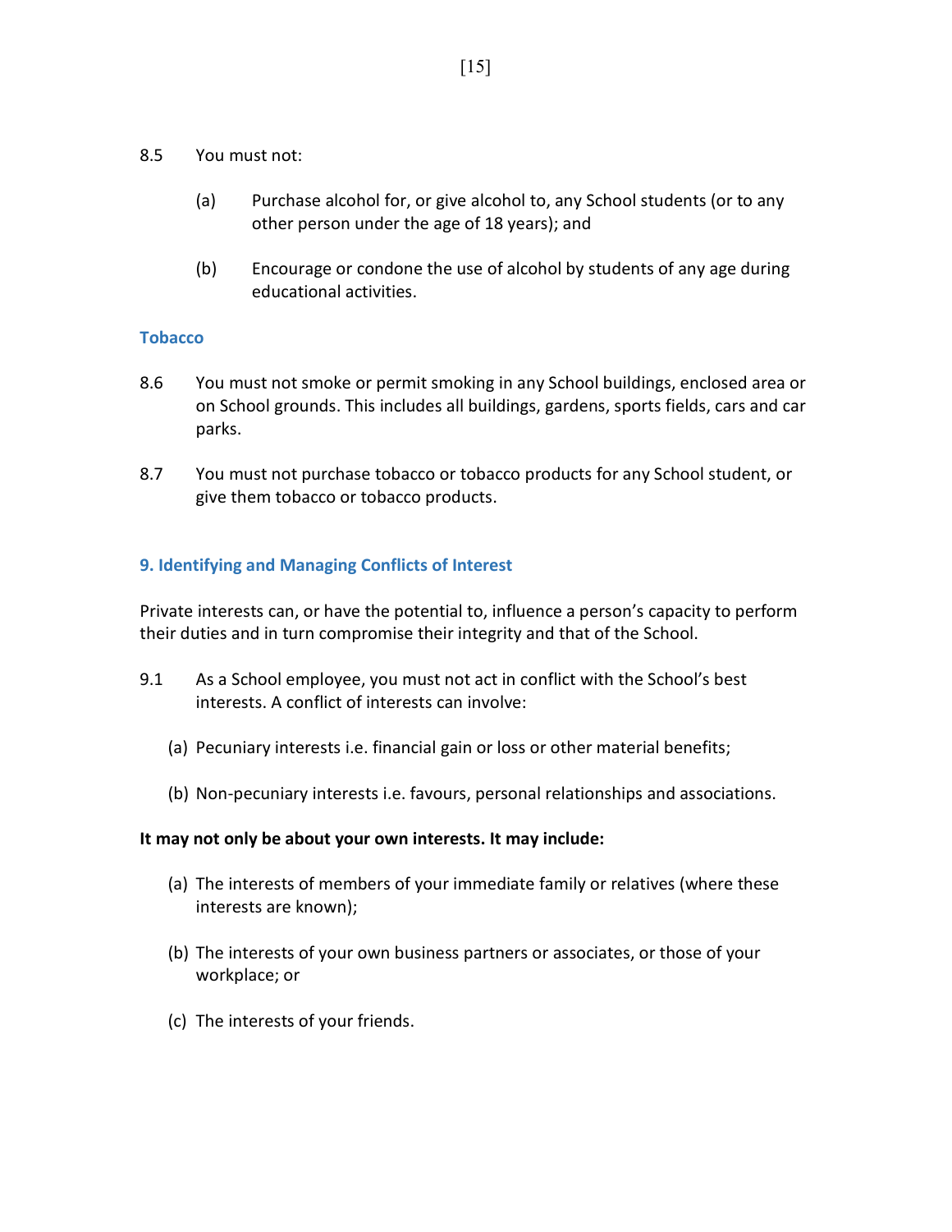8.5 You must not:

(a) Purchase alcohol for, or give alcohol to, any School students (or to any other person under the age of 18 years); and

(b) Encourage or condone the use of alcohol by students of any age during educational activities.

### Tobacco

8.6 You must not smoke or permit smoking in any School buildings, enclosed area or on School grounds. This includes all buildings, gardens, sports fields, cars and car parks.

8.7 You must not purchase tobacco or tobacco products for any School student, or give them tobacco or tobacco products.

## 9. Identifying and Managing Conflicts of Interest

Private interests can, or have the potential to, influence a person's capacity to perform their duties and in turn compromise their integrity and that of the School.

9.1 As a School employee, you must not act in conflict with the School's best interests. A conflict of interests can involve:

(a) Pecuniary interests i.e. financial gain or loss or other material benefits;

(b) Non-pecuniary interests i.e. favours, personal relationships and associations.

**It may not only be about your own interests. It may include:**

(a) The interests of members of your immediate family or relatives (where these interests are known);

(b) The interests of your own business partners or associates, or those of your workplace; or

(c) The interests of your friends.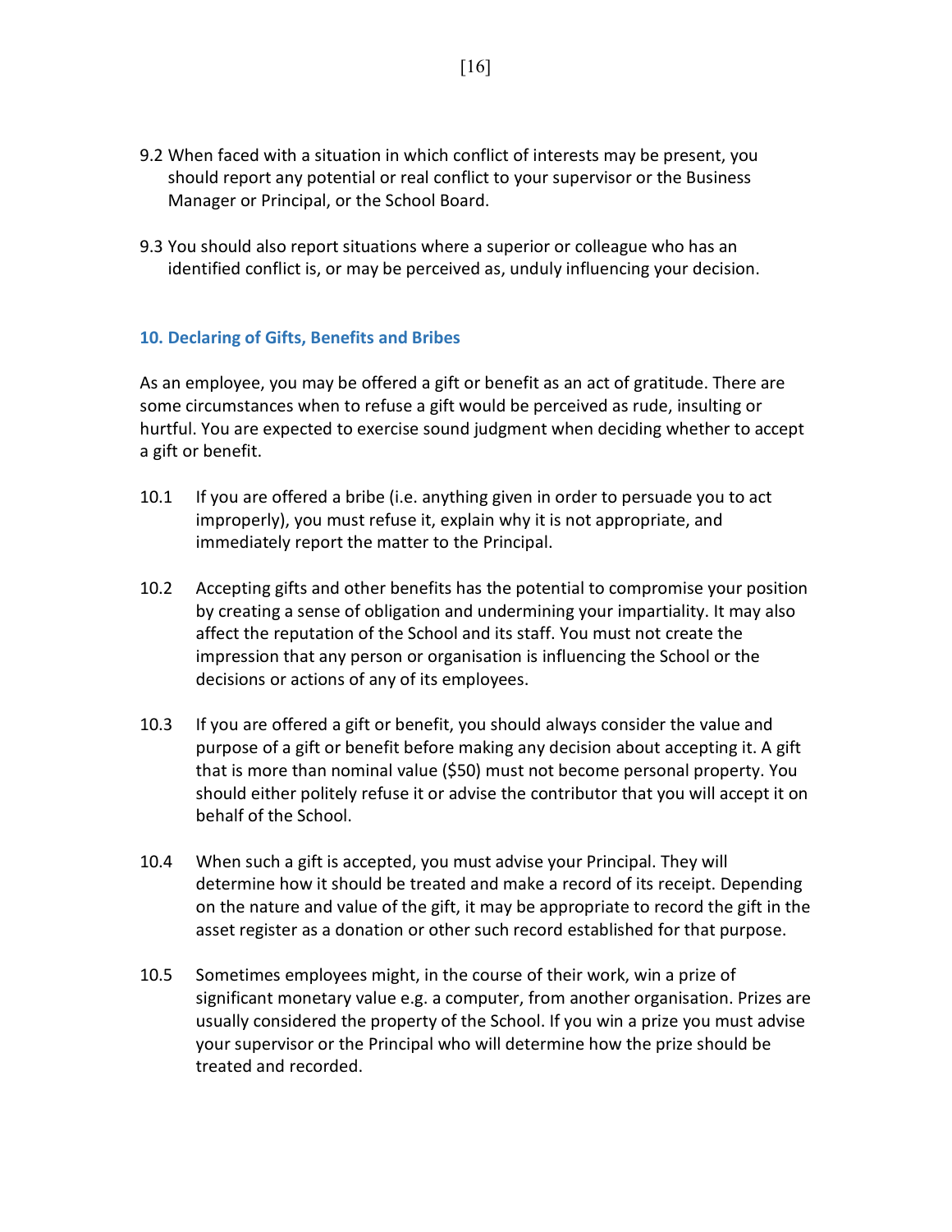9.2 When faced with a situation in which conflict of interests may be present, you should report any potential or real conflict to your supervisor or the Business Manager or Principal, or the School Board.

9.3 You should also report situations where a superior or colleague who has an identified conflict is, or may be perceived as, unduly influencing your decision.

## 10. Declaring of Gifts, Benefits and Bribes

As an employee, you may be offered a gift or benefit as an act of gratitude. There are some circumstances when to refuse a gift would be perceived as rude, insulting or hurtful. You are expected to exercise sound judgment when deciding whether to accept a gift or benefit.

10.1 If you are offered a bribe (i.e. anything given in order to persuade you to act improperly), you must refuse it, explain why it is not appropriate, and immediately report the matter to the Principal.

10.2 Accepting gifts and other benefits has the potential to compromise your position by creating a sense of obligation and undermining your impartiality. It may also affect the reputation of the School and its staff. You must not create the impression that any person or organisation is influencing the School or the decisions or actions of any of its employees.

10.3 If you are offered a gift or benefit, you should always consider the value and purpose of a gift or benefit before making any decision about accepting it. A gift that is more than nominal value ($50) must not become personal property. You should either politely refuse it or advise the contributor that you will accept it on behalf of the School.

10.4 When such a gift is accepted, you must advise your Principal. They will determine how it should be treated and make a record of its receipt. Depending on the nature and value of the gift, it may be appropriate to record the gift in the asset register as a donation or other such record established for that purpose.

10.5 Sometimes employees might, in the course of their work, win a prize of significant monetary value e.g. a computer, from another organisation. Prizes are usually considered the property of the School. If you win a prize you must advise your supervisor or the Principal who will determine how the prize should be treated and recorded.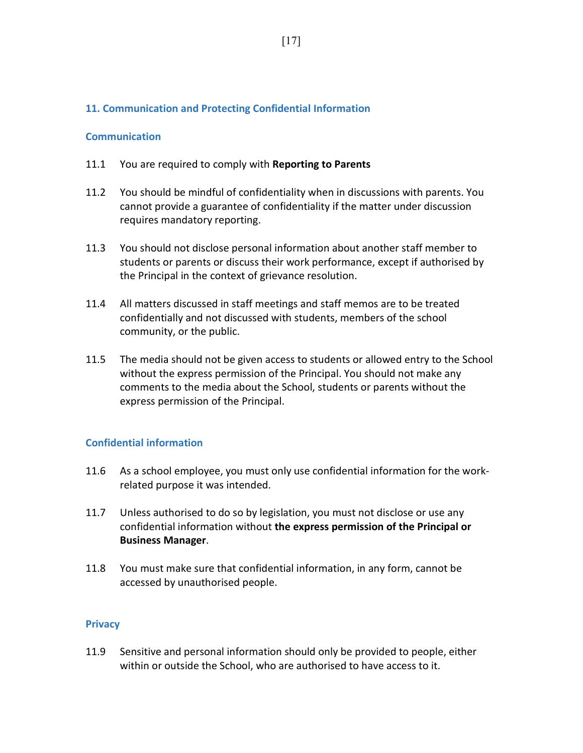## 11. Communication and Protecting Confidential Information

### Communication

11.1 You are required to comply with **Reporting to Parents**

11.2 You should be mindful of confidentiality when in discussions with parents. You cannot provide a guarantee of confidentiality if the matter under discussion requires mandatory reporting.

11.3 You should not disclose personal information about another staff member to students or parents or discuss their work performance, except if authorised by the Principal in the context of grievance resolution.

11.4 All matters discussed in staff meetings and staff memos are to be treated confidentially and not discussed with students, members of the school community, or the public.

11.5 The media should not be given access to students or allowed entry to the School without the express permission of the Principal. You should not make any comments to the media about the School, students or parents without the express permission of the Principal.

### Confidential information

11.6 As a school employee, you must only use confidential information for the work-related purpose it was intended.

11.7 Unless authorised to do so by legislation, you must not disclose or use any confidential information without **the express permission of the Principal or Business Manager**.

11.8 You must make sure that confidential information, in any form, cannot be accessed by unauthorised people.

### Privacy

11.9 Sensitive and personal information should only be provided to people, either within or outside the School, who are authorised to have access to it.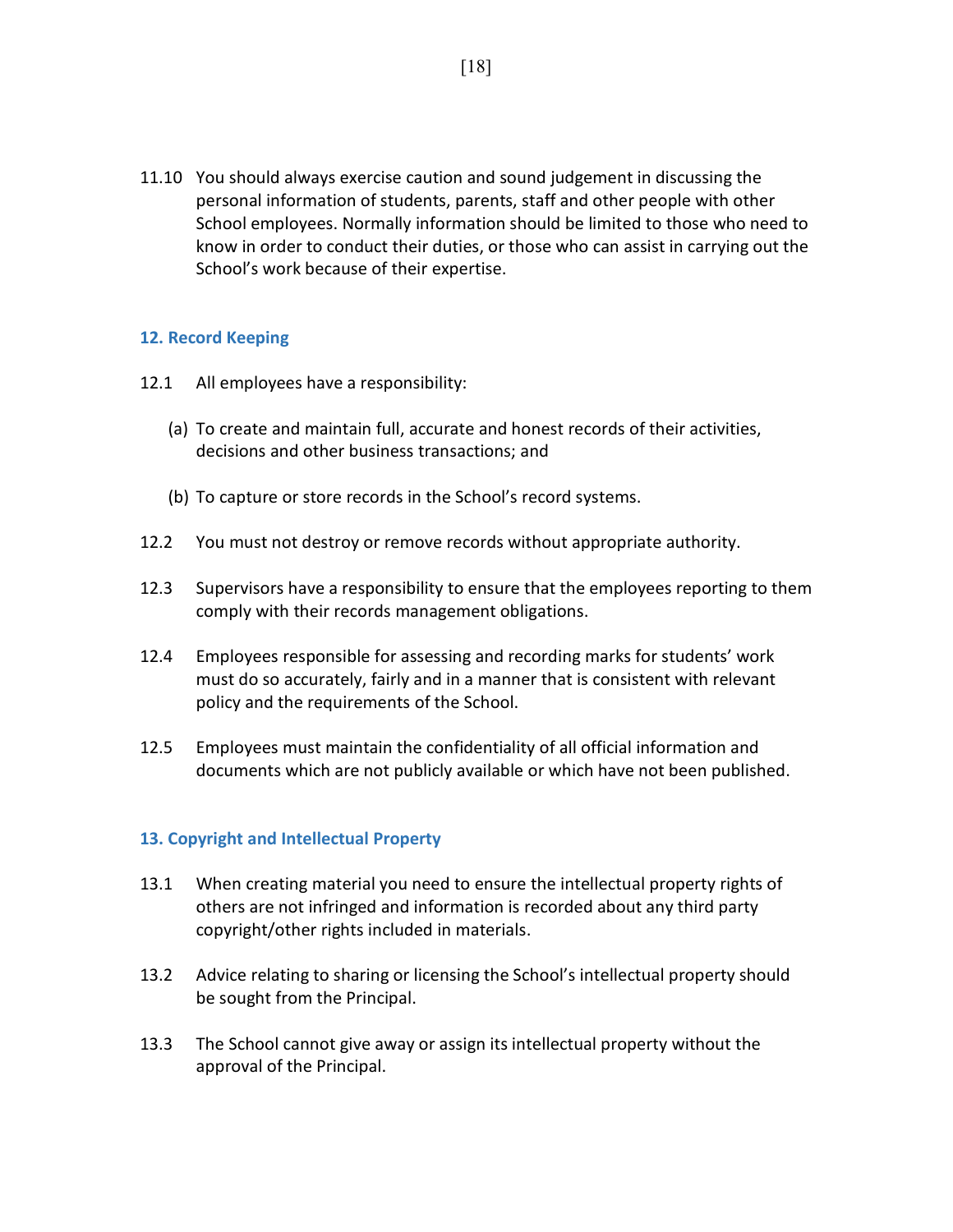11.10 You should always exercise caution and sound judgement in discussing the personal information of students, parents, staff and other people with other School employees. Normally information should be limited to those who need to know in order to conduct their duties, or those who can assist in carrying out the School's work because of their expertise.

## 12. Record Keeping

12.1 All employees have a responsibility:

(a) To create and maintain full, accurate and honest records of their activities, decisions and other business transactions; and

(b) To capture or store records in the School's record systems.

12.2 You must not destroy or remove records without appropriate authority.

12.3 Supervisors have a responsibility to ensure that the employees reporting to them comply with their records management obligations.

12.4 Employees responsible for assessing and recording marks for students' work must do so accurately, fairly and in a manner that is consistent with relevant policy and the requirements of the School.

12.5 Employees must maintain the confidentiality of all official information and documents which are not publicly available or which have not been published.

## 13. Copyright and Intellectual Property

13.1 When creating material you need to ensure the intellectual property rights of others are not infringed and information is recorded about any third party copyright/other rights included in materials.

13.2 Advice relating to sharing or licensing the School's intellectual property should be sought from the Principal.

13.3 The School cannot give away or assign its intellectual property without the approval of the Principal.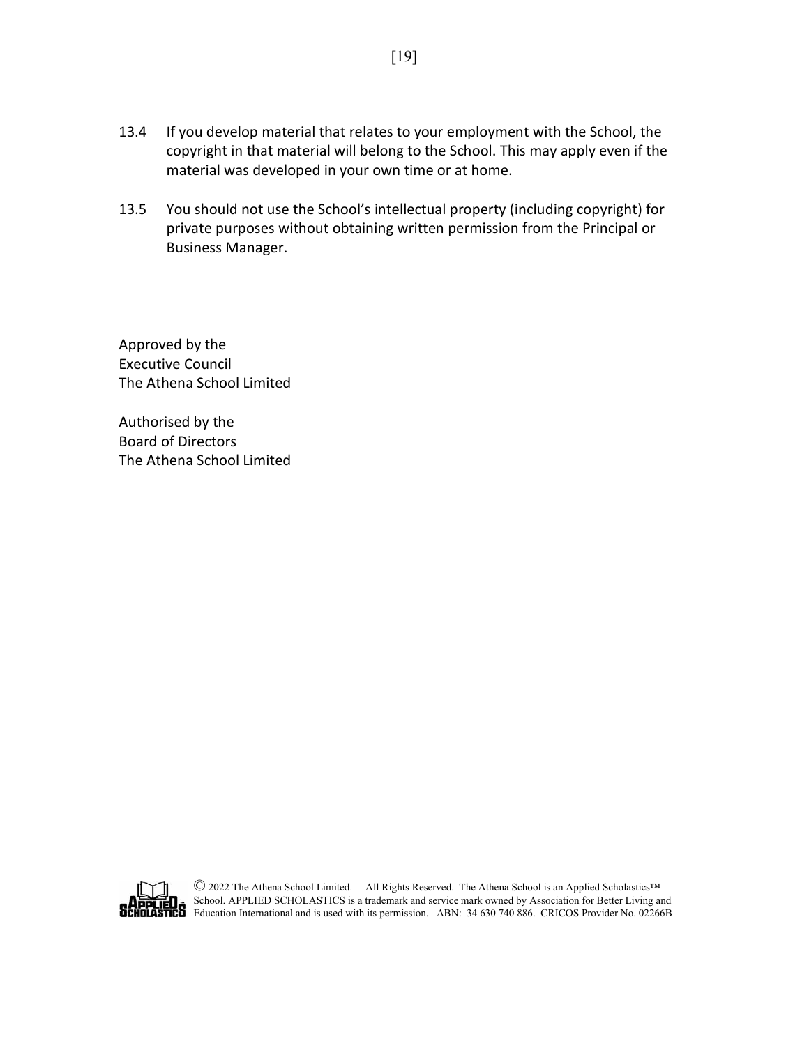13.4 If you develop material that relates to your employment with the School, the copyright in that material will belong to the School. This may apply even if the material was developed in your own time or at home.

13.5 You should not use the School's intellectual property (including copyright) for private purposes without obtaining written permission from the Principal or Business Manager.

Approved by the
Executive Council
The Athena School Limited

Authorised by the
Board of Directors
The Athena School Limited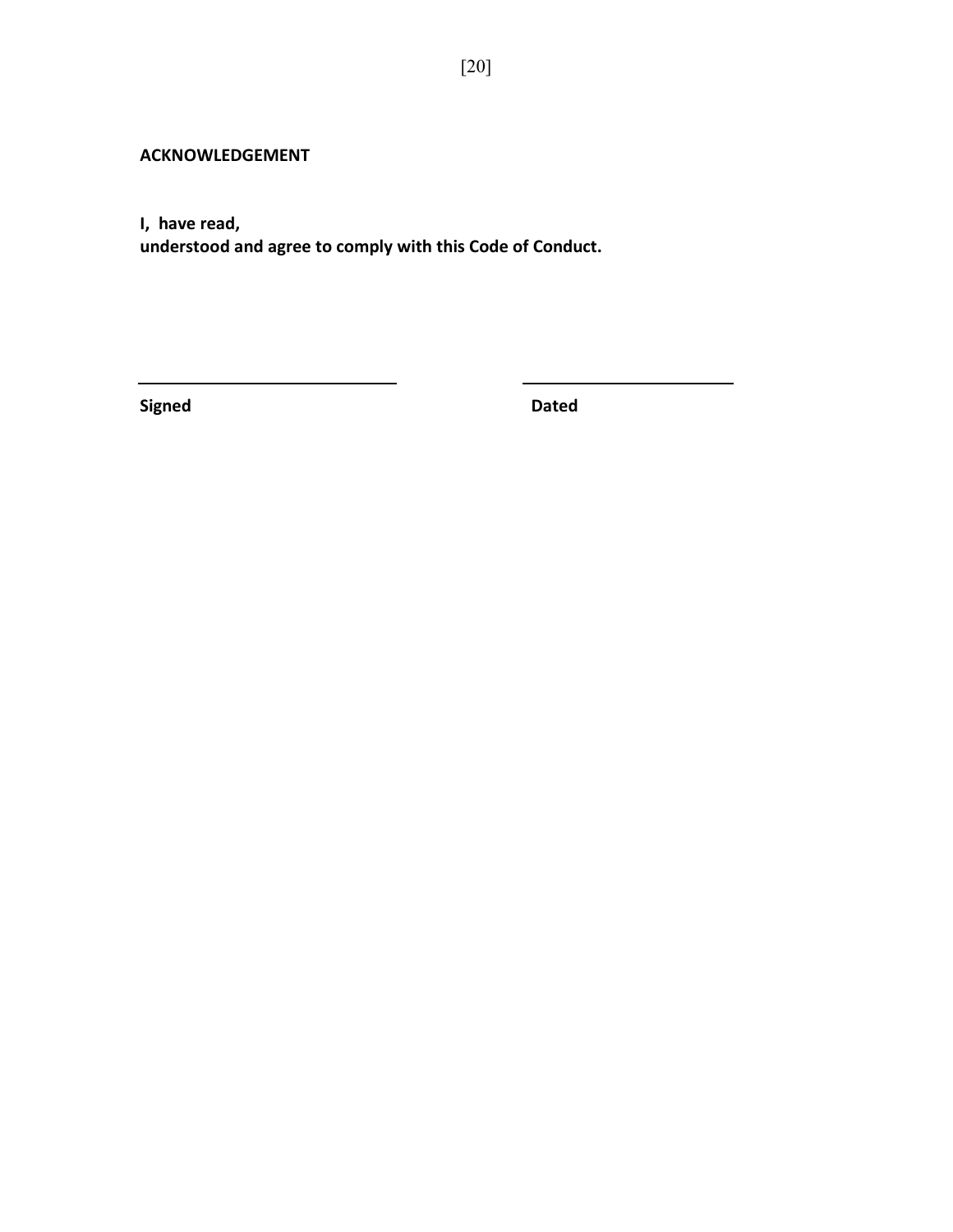**ACKNOWLEDGEMENT**

**I, have read,**
**understood and agree to comply with this Code of Conduct.**

\_\_\_\_\_\_\_\_\_\_\_\_\_\_\_\_\_\_\_\_\_\_\_\_\_\_\_\_ \_\_\_\_\_\_\_\_\_\_\_\_\_\_\_\_\_\_\_\_\_\_\_\_

**Signed** **Dated**